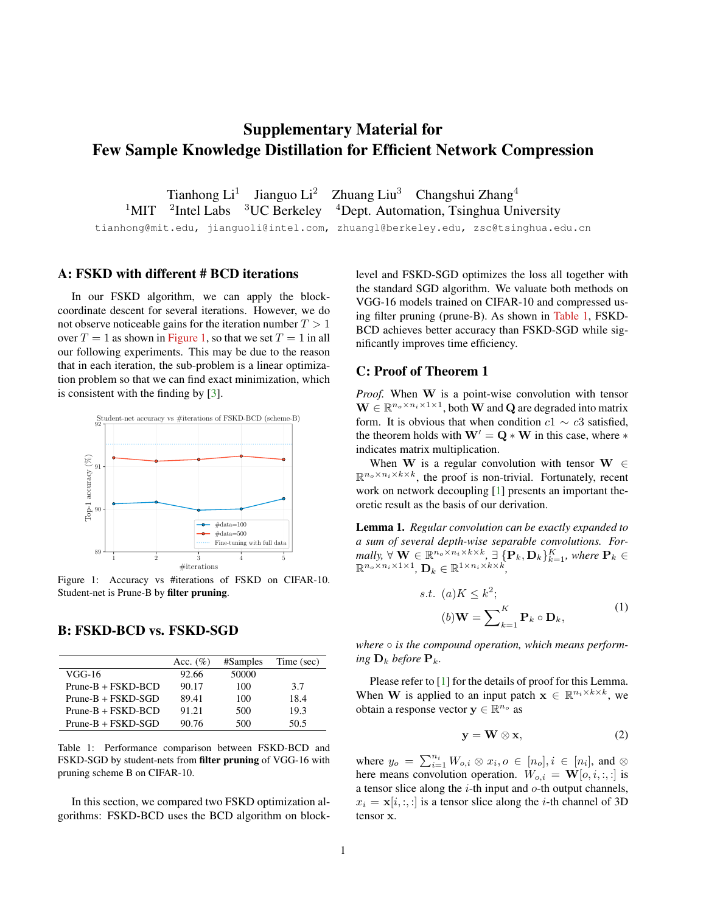# Supplementary Material for Few Sample Knowledge Distillation for Efficient Network Compression

Tianhong Li[1] Jianguo Li[2] Zhuang Liu[3] Changshui Zhang[4]

[1]MIT [2]Intel Labs [3]UC Berkeley [4]Dept. Automation, Tsinghua University

tianhong@mit.edu, jianguoli@intel.com, zhuangl@berkeley.edu, zsc@tsinghua.edu.cn

## A: FSKD with different # BCD iterations

In our FSKD algorithm, we can apply the block-coordinate descent for several iterations. However, we do not observe noticeable gains for the iteration number $T > 1$ over $T = 1$ as shown in Figure 1, so that we set $T = 1$ in all our following experiments. This may be due to the reason that in each iteration, the sub-problem is a linear optimization problem so that we can find exact minimization, which is consistent with the finding by [3].

Figure 1: Accuracy vs #iterations of FSKD on CIFAR-10. Student-net is Prune-B by **filter pruning**.

## B: FSKD-BCD vs. FSKD-SGD

| | Acc. (%) | #Samples | Time (sec) |
|---|---|---|---|
| VGG-16 | 92.66 | 50000 | |
| Prune-B + FSKD-BCD | 90.17 | 100 | 3.7 |
| Prune-B + FSKD-SGD | 89.41 | 100 | 18.4 |
| Prune-B + FSKD-BCD | 91.21 | 500 | 19.3 |
| Prune-B + FSKD-SGD | 90.76 | 500 | 50.5 |

Table 1: Performance comparison between FSKD-BCD and FSKD-SGD by student-nets from **filter pruning** of VGG-16 with pruning scheme B on CIFAR-10.

In this section, we compared two FSKD optimization algorithms: FSKD-BCD uses the BCD algorithm on block-level and FSKD-SGD optimizes the loss all together with the standard SGD algorithm. We valuate both methods on VGG-16 models trained on CIFAR-10 and compressed using filter pruning (prune-B). As shown in Table 1, FSKD-BCD achieves better accuracy than FSKD-SGD while significantly improves time efficiency.

## C: Proof of Theorem 1

*Proof.* When $\mathbf{W}$ is a point-wise convolution with tensor $\mathbf{W} \in \mathbb{R}^{n_o \times n_i \times 1 \times 1}$, both $\mathbf{W}$ and $\mathbf{Q}$ are degraded into matrix form. It is obvious that when condition $c1 \sim c3$ satisfied, the theorem holds with $\mathbf{W}' = \mathbf{Q} * \mathbf{W}$ in this case, where $*$ indicates matrix multiplication.

When $\mathbf{W}$ is a regular convolution with tensor $\mathbf{W} \in \mathbb{R}^{n_o \times n_i \times k \times k}$, the proof is non-trivial. Fortunately, recent work on network decoupling [1] presents an important theoretic result as the basis of our derivation.

**Lemma 1.** *Regular convolution can be exactly expanded to a sum of several depth-wise separable convolutions. Formally,* $\forall\, \mathbf{W} \in \mathbb{R}^{n_o \times n_i \times k \times k}$, $\exists\, \{\mathbf{P}_k, \mathbf{D}_k\}_{k=1}^{K}$, *where* $\mathbf{P}_k \in \mathbb{R}^{n_o \times n_i \times 1 \times 1}$, $\mathbf{D}_k \in \mathbb{R}^{1 \times n_i \times k \times k}$,

$$
\begin{aligned}
s.t.\ \ & (a) K \leq k^2; \\
& (b) \mathbf{W} = \sum\nolimits_{k=1}^{K} \mathbf{P}_k \circ \mathbf{D}_k,
\end{aligned}
\tag{1}
$$

*where* $\circ$ *is the compound operation, which means performing* $\mathbf{D}_k$ *before* $\mathbf{P}_k$.

Please refer to [1] for the details of proof for this Lemma. When $\mathbf{W}$ is applied to an input patch $\mathbf{x} \in \mathbb{R}^{n_i \times k \times k}$, we obtain a response vector $\mathbf{y} \in \mathbb{R}^{n_o}$ as

$$
\mathbf{y} = \mathbf{W} \otimes \mathbf{x}, \tag{2}
$$

where $y_o = \sum_{i=1}^{n_i} W_{o,i} \otimes x_i, o \in [n_o], i \in [n_i]$, and $\otimes$ here means convolution operation. $W_{o,i} = \mathbf{W}[o, i, :, :]$ is a tensor slice along the $i$-th input and $o$-th output channels, $x_i = \mathbf{x}[i, :, :]$ is a tensor slice along the $i$-th channel of 3D tensor $\mathbf{x}$.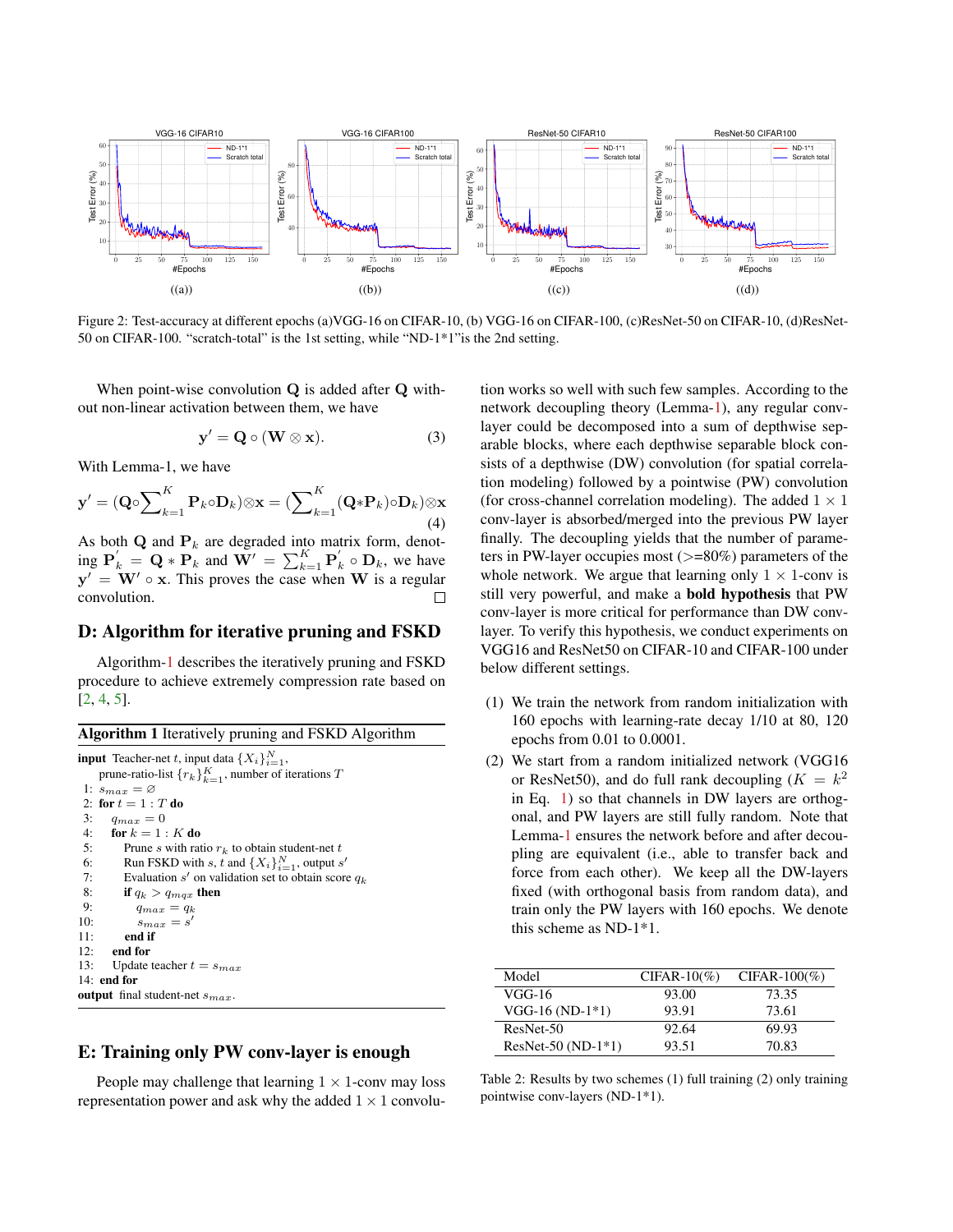Figure 2: Test-accuracy at different epochs (a)VGG-16 on CIFAR-10, (b) VGG-16 on CIFAR-100, (c)ResNet-50 on CIFAR-10, (d)ResNet-50 on CIFAR-100. "scratch-total" is the 1st setting, while "ND-1*1"is the 2nd setting.

When point-wise convolution $\mathbf{Q}$ is added after $\mathbf{Q}$ without non-linear activation between them, we have

$$\mathbf{y}' = \mathbf{Q} \circ (\mathbf{W} \otimes \mathbf{x}). \tag{3}$$

With Lemma-1, we have

$$\mathbf{y}' = (\mathbf{Q} \circ \sum_{k=1}^{K} \mathbf{P}_k \circ \mathbf{D}_k) \otimes \mathbf{x} = (\sum_{k=1}^{K} (\mathbf{Q} * \mathbf{P}_k) \circ \mathbf{D}_k) \otimes \mathbf{x} \tag{4}$$

As both $\mathbf{Q}$ and $\mathbf{P}_k$ are degraded into matrix form, denoting $\mathbf{P}_k^{'} = \mathbf{Q} * \mathbf{P}_k$ and $\mathbf{W}' = \sum_{k=1}^{K} \mathbf{P}_k^{'} \circ \mathbf{D}_k$, we have $\mathbf{y}' = \mathbf{W}' \circ \mathbf{x}$. This proves the case when $\mathbf{W}$ is a regular convolution. □

## D: Algorithm for iterative pruning and FSKD

Algorithm-1 describes the iteratively pruning and FSKD procedure to achieve extremely compression rate based on [2, 4, 5].

**Algorithm 1** Iteratively pruning and FSKD Algorithm

```
input Teacher-net t, input data {X_i}_{i=1}^N,
      prune-ratio-list {r_k}_{k=1}^K, number of iterations T
 1: s_max = ∅
 2: for t = 1 : T do
 3:   q_max = 0
 4:   for k = 1 : K do
 5:     Prune s with ratio r_k to obtain student-net t
 6:     Run FSKD with s, t and {X_i}_{i=1}^N, output s'
 7:     Evaluation s' on validation set to obtain score q_k
 8:     if q_k > q_max then
 9:       q_max = q_k
10:       s_max = s'
11:     end if
12:   end for
13:   Update teacher t = s_max
14: end for
output final student-net s_max.
```

## E: Training only PW conv-layer is enough

People may challenge that learning $1 \times 1$-conv may loss representation power and ask why the added $1 \times 1$ convolution works so well with such few samples. According to the network decoupling theory (Lemma-1), any regular conv-layer could be decomposed into a sum of depthwise separable blocks, where each depthwise separable block consists of a depthwise (DW) convolution (for spatial correlation modeling) followed by a pointwise (PW) convolution (for cross-channel correlation modeling). The added $1 \times 1$ conv-layer is absorbed/merged into the previous PW layer finally. The decoupling yields that the number of parameters in PW-layer occupies most (>=80%) parameters of the whole network. We argue that learning only $1 \times 1$-conv is still very powerful, and make a **bold hypothesis** that PW conv-layer is more critical for performance than DW conv-layer. To verify this hypothesis, we conduct experiments on VGG16 and ResNet50 on CIFAR-10 and CIFAR-100 under below different settings.

(1) We train the network from random initialization with 160 epochs with learning-rate decay 1/10 at 80, 120 epochs from 0.01 to 0.0001.

(2) We start from a random initialized network (VGG16 or ResNet50), and do full rank decoupling ($K = k^2$ in Eq. 1) so that channels in DW layers are orthogonal, and PW layers are still fully random. Note that Lemma-1 ensures the network before and after decoupling are equivalent (i.e., able to transfer back and force from each other). We keep all the DW-layers fixed (with orthogonal basis from random data), and train only the PW layers with 160 epochs. We denote this scheme as ND-1*1.

| Model | CIFAR-10(%) | CIFAR-100(%) |
|---|---|---|
| VGG-16 | 93.00 | 73.35 |
| VGG-16 (ND-1*1) | 93.91 | 73.61 |
| ResNet-50 | 92.64 | 69.93 |
| ResNet-50 (ND-1*1) | 93.51 | 70.83 |

Table 2: Results by two schemes (1) full training (2) only training pointwise conv-layers (ND-1*1).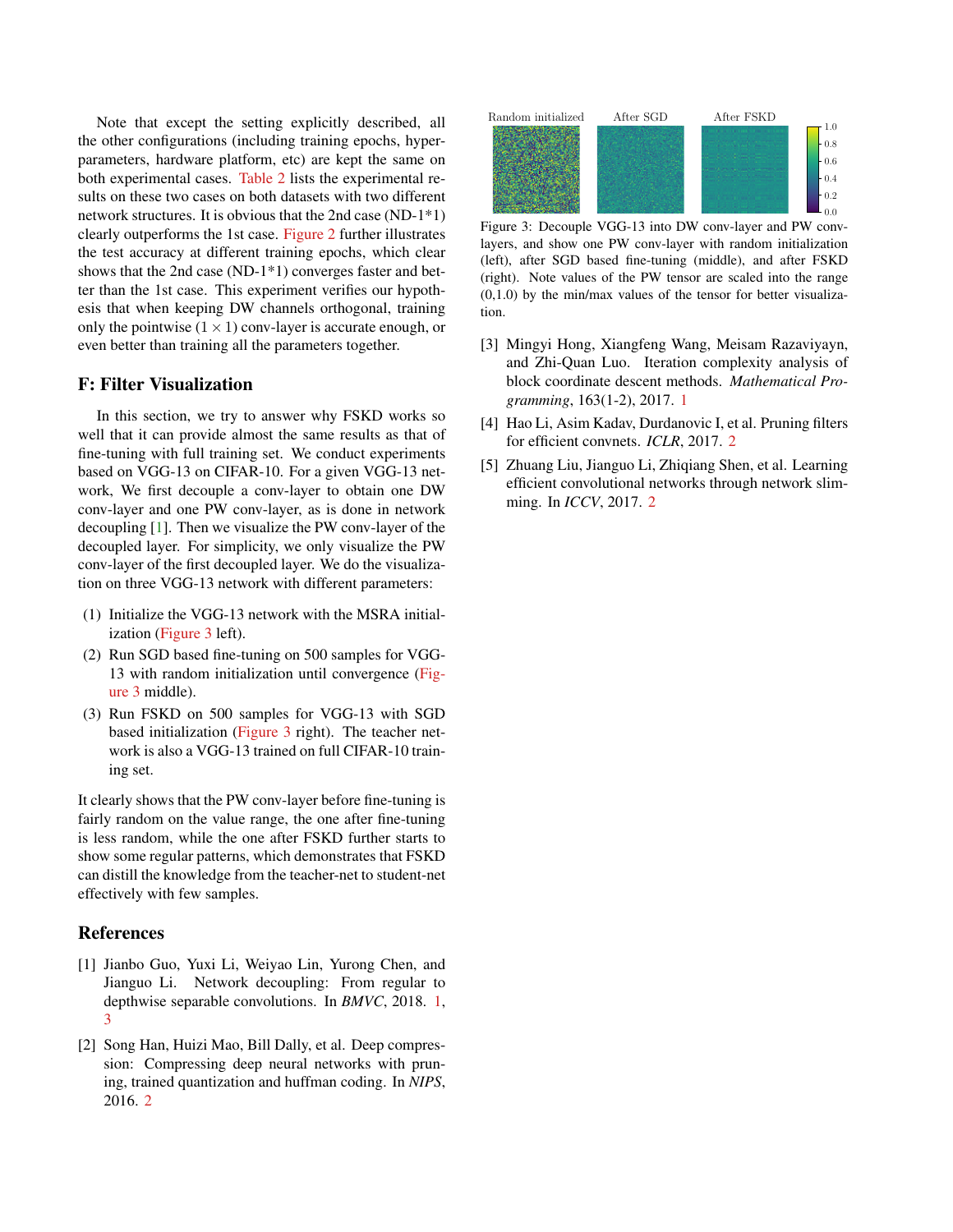Note that except the setting explicitly described, all the other configurations (including training epochs, hyper-parameters, hardware platform, etc) are kept the same on both experimental cases. Table 2 lists the experimental results on these two cases on both datasets with two different network structures. It is obvious that the 2nd case (ND-1*1) clearly outperforms the 1st case. Figure 2 further illustrates the test accuracy at different training epochs, which clear shows that the 2nd case (ND-1*1) converges faster and better than the 1st case. This experiment verifies our hypothesis that when keeping DW channels orthogonal, training only the pointwise ($1 \times 1$) conv-layer is accurate enough, or even better than training all the parameters together.

## F: Filter Visualization

In this section, we try to answer why FSKD works so well that it can provide almost the same results as that of fine-tuning with full training set. We conduct experiments based on VGG-13 on CIFAR-10. For a given VGG-13 network, We first decouple a conv-layer to obtain one DW conv-layer and one PW conv-layer, as is done in network decoupling [1]. Then we visualize the PW conv-layer of the decoupled layer. For simplicity, we only visualize the PW conv-layer of the first decoupled layer. We do the visualization on three VGG-13 network with different parameters:

(1) Initialize the VGG-13 network with the MSRA initialization (Figure 3 left).

(2) Run SGD based fine-tuning on 500 samples for VGG-13 with random initialization until convergence (Figure 3 middle).

(3) Run FSKD on 500 samples for VGG-13 with SGD based initialization (Figure 3 right). The teacher network is also a VGG-13 trained on full CIFAR-10 training set.

It clearly shows that the PW conv-layer before fine-tuning is fairly random on the value range, the one after fine-tuning is less random, while the one after FSKD further starts to show some regular patterns, which demonstrates that FSKD can distill the knowledge from the teacher-net to student-net effectively with few samples.

Random initialized
After SGD
After FSKD
1.0
0.8
0.6
0.4
0.2
0.0

Figure 3: Decouple VGG-13 into DW conv-layer and PW conv-layers, and show one PW conv-layer with random initialization (left), after SGD based fine-tuning (middle), and after FSKD (right). Note values of the PW tensor are scaled into the range (0,1.0) by the min/max values of the tensor for better visualization.

## References

[1] Jianbo Guo, Yuxi Li, Weiyao Lin, Yurong Chen, and Jianguo Li. Network decoupling: From regular to depthwise separable convolutions. In *BMVC*, 2018. 1, 3

[2] Song Han, Huizi Mao, Bill Dally, et al. Deep compression: Compressing deep neural networks with pruning, trained quantization and huffman coding. In *NIPS*, 2016. 2

[3] Mingyi Hong, Xiangfeng Wang, Meisam Razaviyayn, and Zhi-Quan Luo. Iteration complexity analysis of block coordinate descent methods. *Mathematical Programming*, 163(1-2), 2017. 1

[4] Hao Li, Asim Kadav, Durdanovic I, et al. Pruning filters for efficient convnets. *ICLR*, 2017. 2

[5] Zhuang Liu, Jianguo Li, Zhiqiang Shen, et al. Learning efficient convolutional networks through network slimming. In *ICCV*, 2017. 2